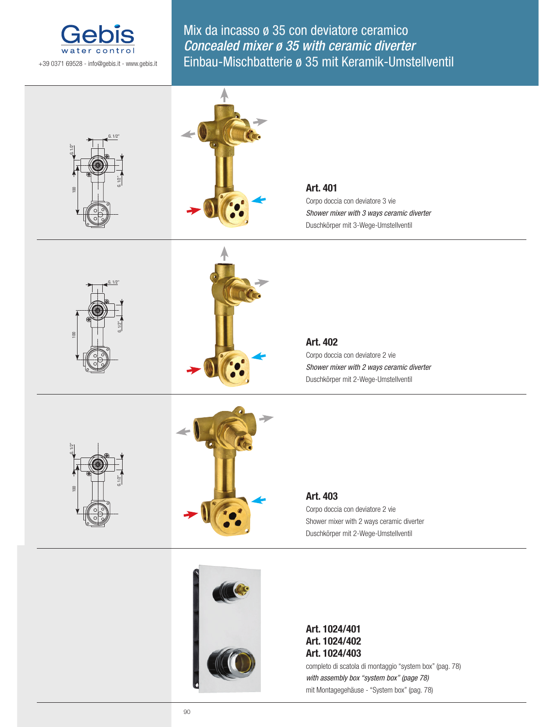# Mix da incasso ø 35 con deviatore ceramico
# *Concealed mixer ø 35 with ceramic diverter*
# Einbau-Mischbatterie ø 35 mit Keramik-Umstellventil

Gebis water control

+39 0371 69528 - info@gebis.it - www.gebis.it

G. 1/2"

G. 1/2"

100

G. 1/2"

**Art. 401**

Corpo doccia con deviatore 3 vie

*Shower mixer with 3 ways ceramic diverter*

Duschkörper mit 3-Wege-Umstellventil

G. 1/2"

100

G. 1/2"

**Art. 402**

Corpo doccia con deviatore 2 vie

*Shower mixer with 2 ways ceramic diverter*

Duschkörper mit 2-Wege-Umstellventil

G. 1/2"

100

G. 1/2"

**Art. 403**

Corpo doccia con deviatore 2 vie

Shower mixer with 2 ways ceramic diverter

Duschkörper mit 2-Wege-Umstellventil

**Art. 1024/401**
**Art. 1024/402**
**Art. 1024/403**

completo di scatola di montaggio "system box" (pag. 78)

*with assembly box "system box" (page 78)*

mit Montagegehäuse - "System box" (pag. 78)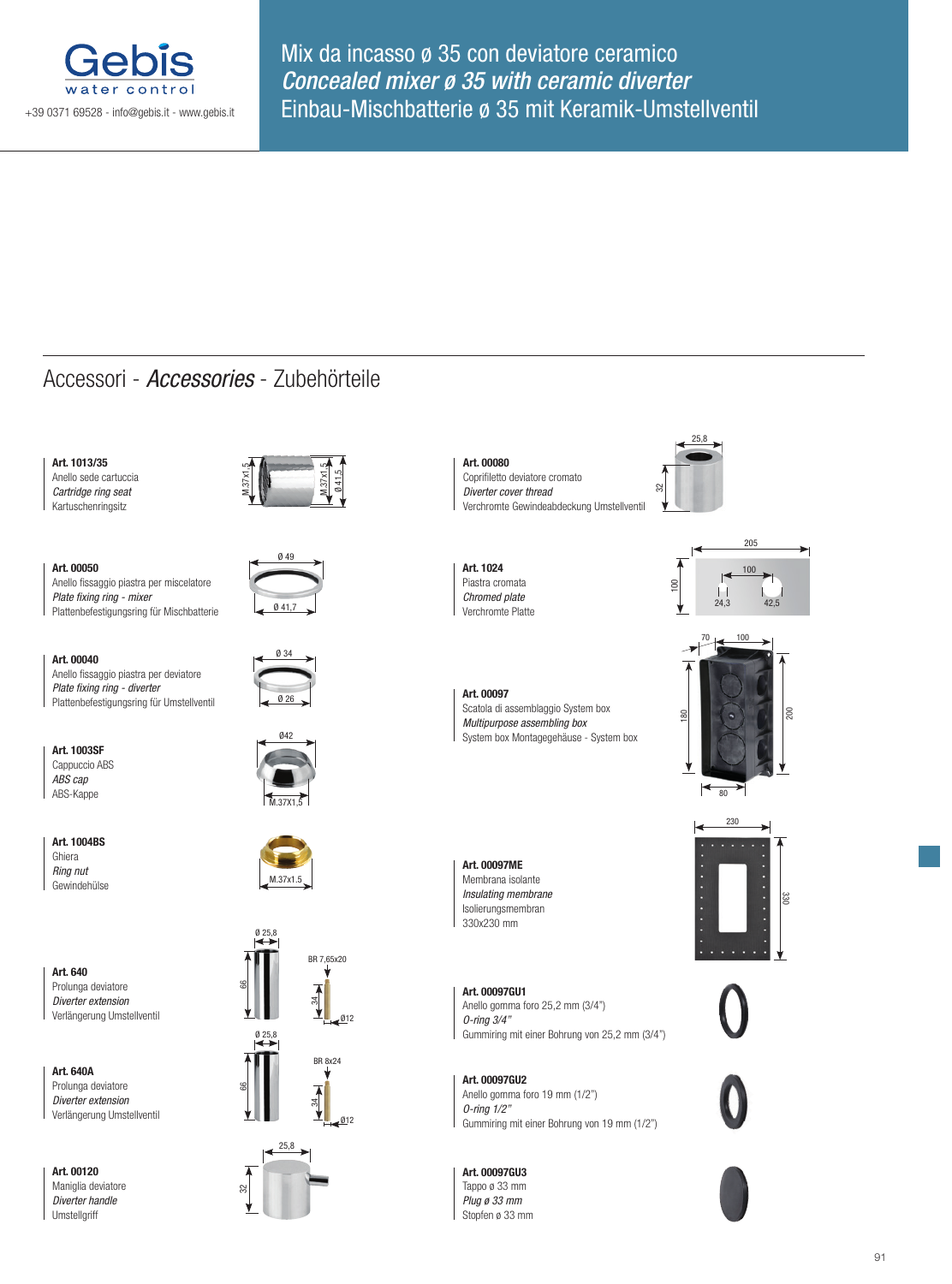# Mix da incasso ø 35 con deviatore ceramico
# *Concealed mixer ø 35 with ceramic diverter*
# Einbau-Mischbatterie ø 35 mit Keramik-Umstellventil

Gebis water control
+39 0371 69528 - info@gebis.it - www.gebis.it

## Accessori - *Accessories* - Zubehörteile

**Art. 1013/35**
Anello sede cartuccia
*Cartridge ring seat*
Kartuschenringsitz

M.37x1,5 — M.37x1,5 — Ø 41,5

**Art. 00050**
Anello fissaggio piastra per miscelatore
*Plate fixing ring - mixer*
Plattenbefestigungsring für Mischbatterie

Ø 49 — Ø 41,7

**Art. 00040**
Anello fissaggio piastra per deviatore
*Plate fixing ring - diverter*
Plattenbefestigungsring für Umstellventil

Ø 34 — Ø 26

**Art. 1003SF**
Cappuccio ABS
*ABS cap*
ABS-Kappe

Ø42 — M.37X1,5

**Art. 1004BS**
Ghiera
*Ring nut*
Gewindehülse

M.37x1.5

**Art. 640**
Prolunga deviatore
*Diverter extension*
Verlängerung Umstellventil

Ø 25,8 — 66 — BR 7,65x20 — 34 — Ø12

**Art. 640A**
Prolunga deviatore
*Diverter extension*
Verlängerung Umstellventil

Ø 25,8 — 66 — BR 8x24 — 34 — Ø12

**Art. 00120**
Maniglia deviatore
*Diverter handle*
Umstellgriff

25,8 — 32

**Art. 00080**
Coprifiletto deviatore cromato
*Diverter cover thread*
Verchromte Gewindeabdeckung Umstellventil

25,8 — 32

**Art. 1024**
Piastra cromata
*Chromed plate*
Verchromte Platte

205 — 100 — 100 — 24,3 — 42,5

**Art. 00097**
Scatola di assemblaggio System box
*Multipurpose assembling box*
System box Montagegehäuse - System box

70 — 100 — 180 — 200 — 80

**Art. 00097ME**
Membrana isolante
*Insulating membrane*
Isolierungsmembran
330x230 mm

230 — 330

**Art. 00097GU1**
Anello gomma foro 25,2 mm (3/4")
*O-ring 3/4"*
Gummiring mit einer Bohrung von 25,2 mm (3/4")

**Art. 00097GU2**
Anello gomma foro 19 mm (1/2")
*O-ring 1/2"*
Gummiring mit einer Bohrung von 19 mm (1/2")

**Art. 00097GU3**
Tappo ø 33 mm
*Plug ø 33 mm*
Stopfen ø 33 mm